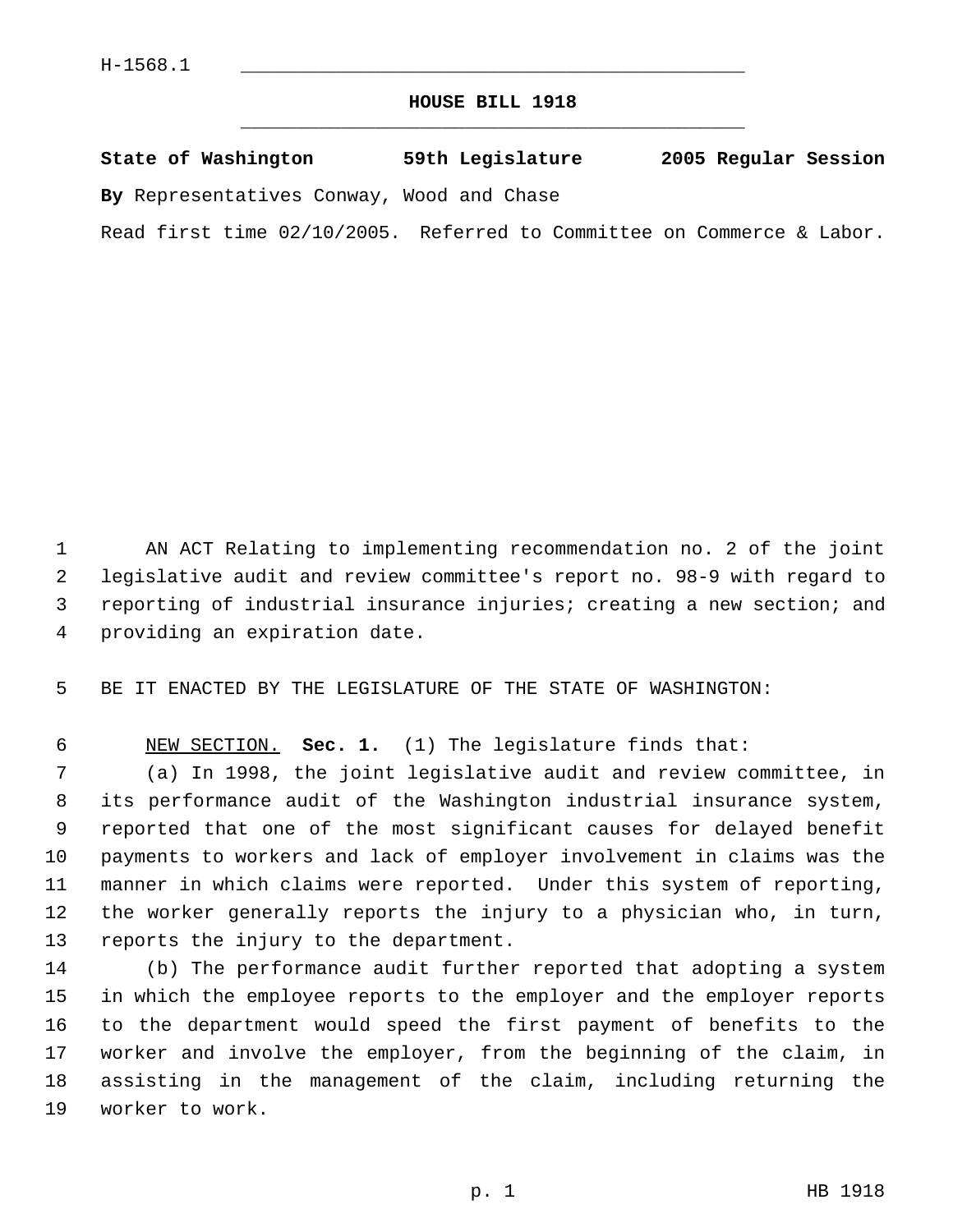H-1568.1

# HOUSE BILL 1918

**State of Washington 59th Legislature 2005 Regular Session**

**By** Representatives Conway, Wood and Chase

Read first time 02/10/2005. Referred to Committee on Commerce & Labor.

AN ACT Relating to implementing recommendation no. 2 of the joint legislative audit and review committee's report no. 98-9 with regard to reporting of industrial insurance injuries; creating a new section; and providing an expiration date.

BE IT ENACTED BY THE LEGISLATURE OF THE STATE OF WASHINGTON:

NEW SECTION. **Sec. 1.** (1) The legislature finds that:

(a) In 1998, the joint legislative audit and review committee, in its performance audit of the Washington industrial insurance system, reported that one of the most significant causes for delayed benefit payments to workers and lack of employer involvement in claims was the manner in which claims were reported. Under this system of reporting, the worker generally reports the injury to a physician who, in turn, reports the injury to the department.

(b) The performance audit further reported that adopting a system in which the employee reports to the employer and the employer reports to the department would speed the first payment of benefits to the worker and involve the employer, from the beginning of the claim, in assisting in the management of the claim, including returning the worker to work.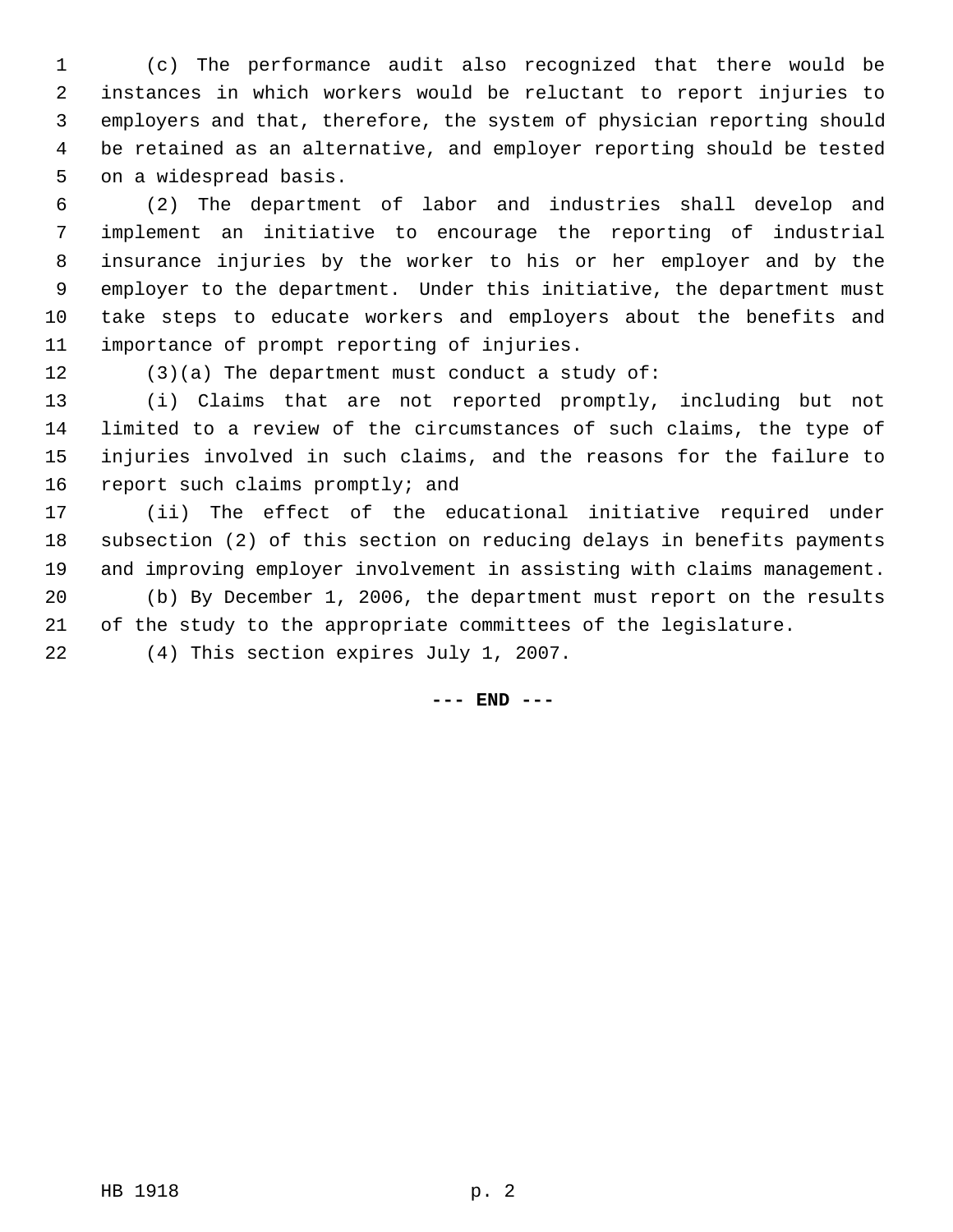(c) The performance audit also recognized that there would be instances in which workers would be reluctant to report injuries to employers and that, therefore, the system of physician reporting should be retained as an alternative, and employer reporting should be tested on a widespread basis.

(2) The department of labor and industries shall develop and implement an initiative to encourage the reporting of industrial insurance injuries by the worker to his or her employer and by the employer to the department. Under this initiative, the department must take steps to educate workers and employers about the benefits and importance of prompt reporting of injuries.

(3)(a) The department must conduct a study of:

(i) Claims that are not reported promptly, including but not limited to a review of the circumstances of such claims, the type of injuries involved in such claims, and the reasons for the failure to report such claims promptly; and

(ii) The effect of the educational initiative required under subsection (2) of this section on reducing delays in benefits payments and improving employer involvement in assisting with claims management.

(b) By December 1, 2006, the department must report on the results of the study to the appropriate committees of the legislature.

(4) This section expires July 1, 2007.

**--- END ---**